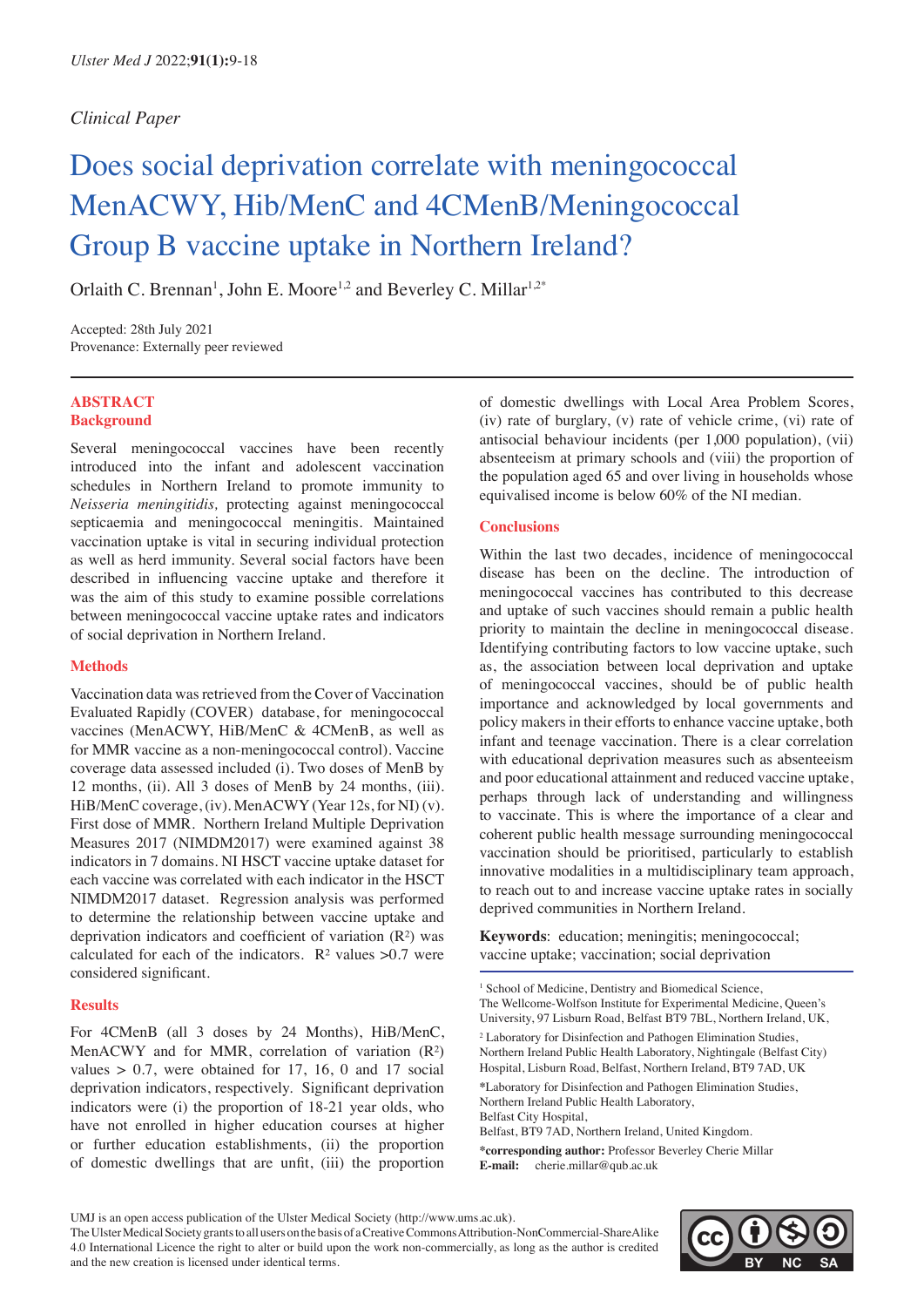*Clinical Paper*

# Does social deprivation correlate with meningococcal MenACWY, Hib/MenC and 4CMenB/Meningococcal Group B vaccine uptake in Northern Ireland?

Orlaith C. Brennan[1], John E. Moore[1,2] and Beverley C. Millar[1,2*]

Accepted: 28th July 2021
Provenance: Externally peer reviewed

## ABSTRACT

### Background

Several meningococcal vaccines have been recently introduced into the infant and adolescent vaccination schedules in Northern Ireland to promote immunity to *Neisseria meningitidis,* protecting against meningococcal septicaemia and meningococcal meningitis. Maintained vaccination uptake is vital in securing individual protection as well as herd immunity. Several social factors have been described in influencing vaccine uptake and therefore it was the aim of this study to examine possible correlations between meningococcal vaccine uptake rates and indicators of social deprivation in Northern Ireland.

### Methods

Vaccination data was retrieved from the Cover of Vaccination Evaluated Rapidly (COVER) database, for meningococcal vaccines (MenACWY, HiB/MenC & 4CMenB, as well as for MMR vaccine as a non-meningococcal control). Vaccine coverage data assessed included (i). Two doses of MenB by 12 months, (ii). All 3 doses of MenB by 24 months, (iii). HiB/MenC coverage, (iv). MenACWY (Year 12s, for NI) (v). First dose of MMR. Northern Ireland Multiple Deprivation Measures 2017 (NIMDM2017) were examined against 38 indicators in 7 domains. NI HSCT vaccine uptake dataset for each vaccine was correlated with each indicator in the HSCT NIMDM2017 dataset. Regression analysis was performed to determine the relationship between vaccine uptake and deprivation indicators and coefficient of variation ($R^2$) was calculated for each of the indicators. $R^2$ values >0.7 were considered significant.

### Results

For 4CMenB (all 3 doses by 24 Months), HiB/MenC, MenACWY and for MMR, correlation of variation ($R^2$) values > 0.7, were obtained for 17, 16, 0 and 17 social deprivation indicators, respectively. Significant deprivation indicators were (i) the proportion of 18-21 year olds, who have not enrolled in higher education courses at higher or further education establishments, (ii) the proportion of domestic dwellings that are unfit, (iii) the proportion of domestic dwellings with Local Area Problem Scores, (iv) rate of burglary, (v) rate of vehicle crime, (vi) rate of antisocial behaviour incidents (per 1,000 population), (vii) absenteeism at primary schools and (viii) the proportion of the population aged 65 and over living in households whose equivalised income is below 60% of the NI median.

### Conclusions

Within the last two decades, incidence of meningococcal disease has been on the decline. The introduction of meningococcal vaccines has contributed to this decrease and uptake of such vaccines should remain a public health priority to maintain the decline in meningococcal disease. Identifying contributing factors to low vaccine uptake, such as, the association between local deprivation and uptake of meningococcal vaccines, should be of public health importance and acknowledged by local governments and policy makers in their efforts to enhance vaccine uptake, both infant and teenage vaccination. There is a clear correlation with educational deprivation measures such as absenteeism and poor educational attainment and reduced vaccine uptake, perhaps through lack of understanding and willingness to vaccinate. This is where the importance of a clear and coherent public health message surrounding meningococcal vaccination should be prioritised, particularly to establish innovative modalities in a multidisciplinary team approach, to reach out to and increase vaccine uptake rates in socially deprived communities in Northern Ireland.

**Keywords**: education; meningitis; meningococcal; vaccine uptake; vaccination; social deprivation

[1] School of Medicine, Dentistry and Biomedical Science, The Wellcome-Wolfson Institute for Experimental Medicine, Queen's University, 97 Lisburn Road, Belfast BT9 7BL, Northern Ireland, UK,

[2] Laboratory for Disinfection and Pathogen Elimination Studies, Northern Ireland Public Health Laboratory, Nightingale (Belfast City) Hospital, Lisburn Road, Belfast, Northern Ireland, BT9 7AD, UK

*Laboratory for Disinfection and Pathogen Elimination Studies, Northern Ireland Public Health Laboratory, Belfast City Hospital, Belfast, BT9 7AD, Northern Ireland, United Kingdom.

***corresponding author:** Professor Beverley Cherie Millar
**E-mail:** cherie.millar@qub.ac.uk

UMJ is an open access publication of the Ulster Medical Society (http://www.ums.ac.uk).
The Ulster Medical Society grants to all users on the basis of a Creative Commons Attribution-NonCommercial-ShareAlike 4.0 International Licence the right to alter or build upon the work non-commercially, as long as the author is credited and the new creation is licensed under identical terms.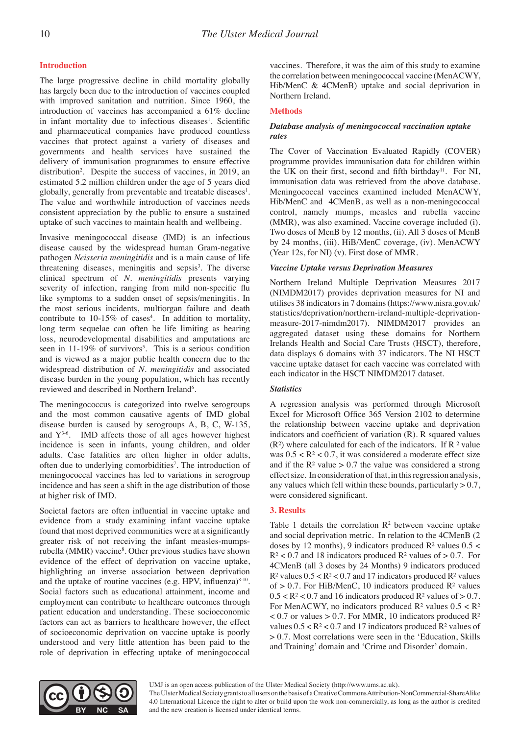## Introduction

The large progressive decline in child mortality globally has largely been due to the introduction of vaccines coupled with improved sanitation and nutrition. Since 1960, the introduction of vaccines has accompanied a 61% decline in infant mortality due to infectious diseases[1]. Scientific and pharmaceutical companies have produced countless vaccines that protect against a variety of diseases and governments and health services have sustained the delivery of immunisation programmes to ensure effective distribution[2]. Despite the success of vaccines, in 2019, an estimated 5.2 million children under the age of 5 years died globally, generally from preventable and treatable diseases[1]. The value and worthwhile introduction of vaccines needs consistent appreciation by the public to ensure a sustained uptake of such vaccines to maintain health and wellbeing.

Invasive meningococcal disease (IMD) is an infectious disease caused by the widespread human Gram-negative pathogen *Neisseria meningitidis* and is a main cause of life threatening diseases, meningitis and sepsis[3]. The diverse clinical spectrum of *N. meningitidis* presents varying severity of infection, ranging from mild non-specific flu like symptoms to a sudden onset of sepsis/meningitis. In the most serious incidents, multiorgan failure and death contribute to 10-15% of cases[4]. In addition to mortality, long term sequelae can often be life limiting as hearing loss, neurodevelopmental disabilities and amputations are seen in 11-19% of survivors[5]. This is a serious condition and is viewed as a major public health concern due to the widespread distribution of *N. meningitidis* and associated disease burden in the young population, which has recently reviewed and described in Northern Ireland[6].

The meningococcus is categorized into twelve serogroups and the most common causative agents of IMD global disease burden is caused by serogroups A, B, C, W-135, and Y[3-6]. IMD affects those of all ages however highest incidence is seen in infants, young children, and older adults. Case fatalities are often higher in older adults, often due to underlying comorbidities[7]. The introduction of meningococcal vaccines has led to variations in serogroup incidence and has seen a shift in the age distribution of those at higher risk of IMD.

Societal factors are often influential in vaccine uptake and evidence from a study examining infant vaccine uptake found that most deprived communities were at a significantly greater risk of not receiving the infant measles-mumps-rubella (MMR) vaccine[8]. Other previous studies have shown evidence of the effect of deprivation on vaccine uptake, highlighting an inverse association between deprivation and the uptake of routine vaccines (e.g. HPV, influenza)[8-10]. Social factors such as educational attainment, income and employment can contribute to healthcare outcomes through patient education and understanding. These socioeconomic factors can act as barriers to healthcare however, the effect of socioeconomic deprivation on vaccine uptake is poorly understood and very little attention has been paid to the role of deprivation in effecting uptake of meningococcal vaccines. Therefore, it was the aim of this study to examine the correlation between meningococcal vaccine (MenACWY, Hib/MenC & 4CMenB) uptake and social deprivation in Northern Ireland.

## Methods

### *Database analysis of meningococcal vaccination uptake rates*

The Cover of Vaccination Evaluated Rapidly (COVER) programme provides immunisation data for children within the UK on their first, second and fifth birthday[11]. For NI, immunisation data was retrieved from the above database. Meningococcal vaccines examined included MenACWY, Hib/MenC and 4CMenB, as well as a non-meningococcal control, namely mumps, measles and rubella vaccine (MMR), was also examined. Vaccine coverage included (i). Two doses of MenB by 12 months, (ii). All 3 doses of MenB by 24 months, (iii). HiB/MenC coverage, (iv). MenACWY (Year 12s, for NI) (v). First dose of MMR.

### *Vaccine Uptake versus Deprivation Measures*

Northern Ireland Multiple Deprivation Measures 2017 (NIMDM2017) provides deprivation measures for NI and utilises 38 indicators in 7 domains (https://www.nisra.gov.uk/statistics/deprivation/northern-ireland-multiple-deprivation-measure-2017-nimdm2017). NIMDM2017 provides an aggregated dataset using these domains for Northern Irelands Health and Social Care Trusts (HSCT), therefore, data displays 6 domains with 37 indicators. The NI HSCT vaccine uptake dataset for each vaccine was correlated with each indicator in the HSCT NIMDM2017 dataset.

### *Statistics*

A regression analysis was performed through Microsoft Excel for Microsoft Office 365 Version 2102 to determine the relationship between vaccine uptake and deprivation indicators and coefficient of variation (R). R squared values ($R^2$) where calculated for each of the indicators. If $R^2$ value was $0.5 < R^2 < 0.7$, it was considered a moderate effect size and if the $R^2$ value $> 0.7$ the value was considered a strong effect size. In consideration of that, in this regression analysis, any values which fell within these bounds, particularly $> 0.7$, were considered significant.

## 3. Results

Table 1 details the correlation $R^2$ between vaccine uptake and social deprivation metric. In relation to the 4CMenB (2 doses by 12 months), 9 indicators produced $R^2$ values $0.5 < R^2 < 0.7$ and 18 indicators produced $R^2$ values of $> 0.7$. For 4CMenB (all 3 doses by 24 Months) 9 indicators produced $R^2$ values $0.5 < R^2 < 0.7$ and 17 indicators produced $R^2$ values of $> 0.7$. For HiB/MenC, 10 indicators produced $R^2$ values $0.5 < R^2 < 0.7$ and 16 indicators produced $R^2$ values of $> 0.7$. For MenACWY, no indicators produced $R^2$ values $0.5 < R^2 < 0.7$ or values $> 0.7$. For MMR, 10 indicators produced $R^2$ values $0.5 < R^2 < 0.7$ and 17 indicators produced $R^2$ values of $> 0.7$. Most correlations were seen in the 'Education, Skills and Training' domain and 'Crime and Disorder' domain.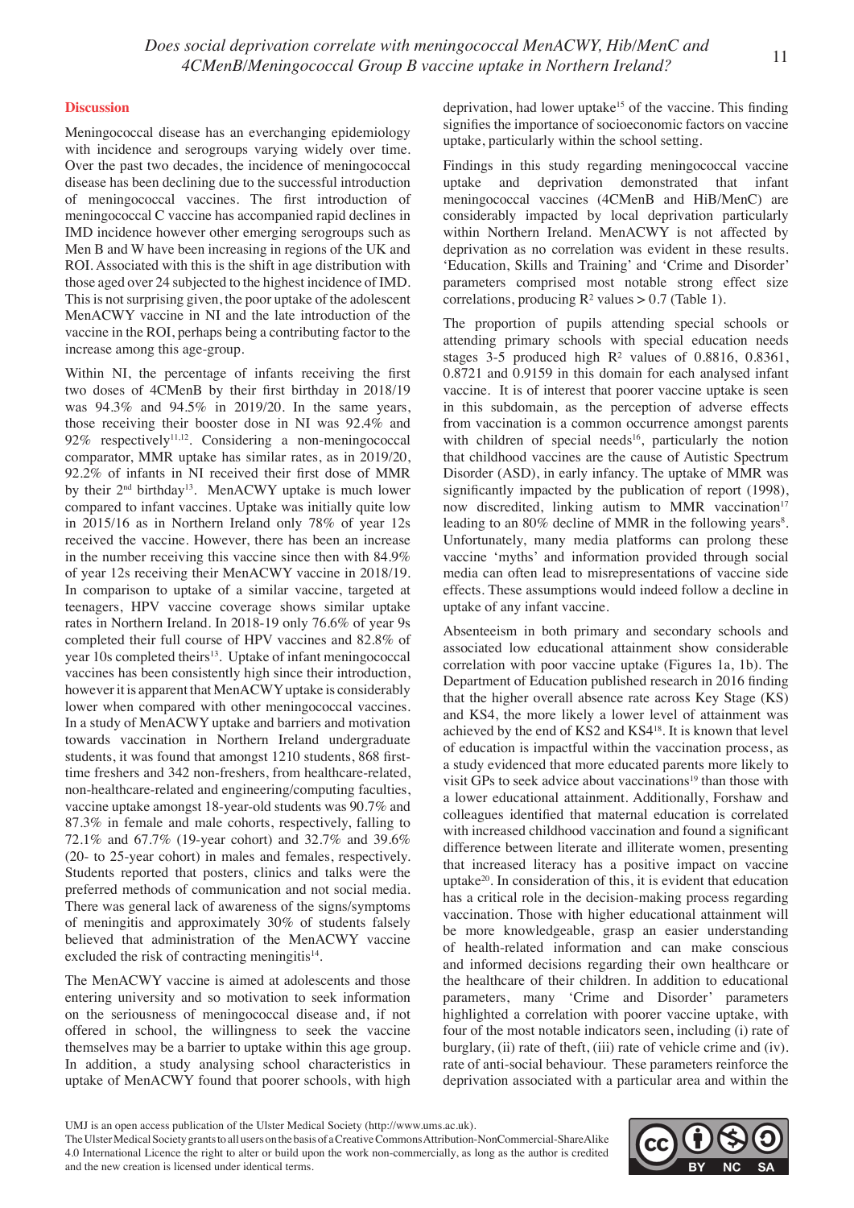## Discussion

Meningococcal disease has an everchanging epidemiology with incidence and serogroups varying widely over time. Over the past two decades, the incidence of meningococcal disease has been declining due to the successful introduction of meningococcal vaccines. The first introduction of meningococcal C vaccine has accompanied rapid declines in IMD incidence however other emerging serogroups such as Men B and W have been increasing in regions of the UK and ROI. Associated with this is the shift in age distribution with those aged over 24 subjected to the highest incidence of IMD. This is not surprising given, the poor uptake of the adolescent MenACWY vaccine in NI and the late introduction of the vaccine in the ROI, perhaps being a contributing factor to the increase among this age-group.

Within NI, the percentage of infants receiving the first two doses of 4CMenB by their first birthday in 2018/19 was 94.3% and 94.5% in 2019/20. In the same years, those receiving their booster dose in NI was 92.4% and 92% respectively[11,12]. Considering a non-meningococcal comparator, MMR uptake has similar rates, as in 2019/20, 92.2% of infants in NI received their first dose of MMR by their 2nd birthday[13]. MenACWY uptake is much lower compared to infant vaccines. Uptake was initially quite low in 2015/16 as in Northern Ireland only 78% of year 12s received the vaccine. However, there has been an increase in the number receiving this vaccine since then with 84.9% of year 12s receiving their MenACWY vaccine in 2018/19. In comparison to uptake of a similar vaccine, targeted at teenagers, HPV vaccine coverage shows similar uptake rates in Northern Ireland. In 2018-19 only 76.6% of year 9s completed their full course of HPV vaccines and 82.8% of year 10s completed theirs[13]. Uptake of infant meningococcal vaccines has been consistently high since their introduction, however it is apparent that MenACWY uptake is considerably lower when compared with other meningococcal vaccines. In a study of MenACWY uptake and barriers and motivation towards vaccination in Northern Ireland undergraduate students, it was found that amongst 1210 students, 868 first-time freshers and 342 non-freshers, from healthcare-related, non-healthcare-related and engineering/computing faculties, vaccine uptake amongst 18-year-old students was 90.7% and 87.3% in female and male cohorts, respectively, falling to 72.1% and 67.7% (19-year cohort) and 32.7% and 39.6% (20- to 25-year cohort) in males and females, respectively. Students reported that posters, clinics and talks were the preferred methods of communication and not social media. There was general lack of awareness of the signs/symptoms of meningitis and approximately 30% of students falsely believed that administration of the MenACWY vaccine excluded the risk of contracting meningitis[14].

The MenACWY vaccine is aimed at adolescents and those entering university and so motivation to seek information on the seriousness of meningococcal disease and, if not offered in school, the willingness to seek the vaccine themselves may be a barrier to uptake within this age group. In addition, a study analysing school characteristics in uptake of MenACWY found that poorer schools, with high deprivation, had lower uptake[15] of the vaccine. This finding signifies the importance of socioeconomic factors on vaccine uptake, particularly within the school setting.

Findings in this study regarding meningococcal vaccine uptake and deprivation demonstrated that infant meningococcal vaccines (4CMenB and HiB/MenC) are considerably impacted by local deprivation particularly within Northern Ireland. MenACWY is not affected by deprivation as no correlation was evident in these results. 'Education, Skills and Training' and 'Crime and Disorder' parameters comprised most notable strong effect size correlations, producing $R^2$ values > 0.7 (Table 1).

The proportion of pupils attending special schools or attending primary schools with special education needs stages 3-5 produced high $R^2$ values of 0.8816, 0.8361, 0.8721 and 0.9159 in this domain for each analysed infant vaccine. It is of interest that poorer vaccine uptake is seen in this subdomain, as the perception of adverse effects from vaccination is a common occurrence amongst parents with children of special needs[16], particularly the notion that childhood vaccines are the cause of Autistic Spectrum Disorder (ASD), in early infancy. The uptake of MMR was significantly impacted by the publication of report (1998), now discredited, linking autism to MMR vaccination[17] leading to an 80% decline of MMR in the following years[8]. Unfortunately, many media platforms can prolong these vaccine 'myths' and information provided through social media can often lead to misrepresentations of vaccine side effects. These assumptions would indeed follow a decline in uptake of any infant vaccine.

Absenteeism in both primary and secondary schools and associated low educational attainment show considerable correlation with poor vaccine uptake (Figures 1a, 1b). The Department of Education published research in 2016 finding that the higher overall absence rate across Key Stage (KS) and KS4, the more likely a lower level of attainment was achieved by the end of KS2 and KS4[18]. It is known that level of education is impactful within the vaccination process, as a study evidenced that more educated parents more likely to visit GPs to seek advice about vaccinations[19] than those with a lower educational attainment. Additionally, Forshaw and colleagues identified that maternal education is correlated with increased childhood vaccination and found a significant difference between literate and illiterate women, presenting that increased literacy has a positive impact on vaccine uptake[20]. In consideration of this, it is evident that education has a critical role in the decision-making process regarding vaccination. Those with higher educational attainment will be more knowledgeable, grasp an easier understanding of health-related information and can make conscious and informed decisions regarding their own healthcare or the healthcare of their children. In addition to educational parameters, many 'Crime and Disorder' parameters highlighted a correlation with poorer vaccine uptake, with four of the most notable indicators seen, including (i) rate of burglary, (ii) rate of theft, (iii) rate of vehicle crime and (iv). rate of anti-social behaviour. These parameters reinforce the deprivation associated with a particular area and within the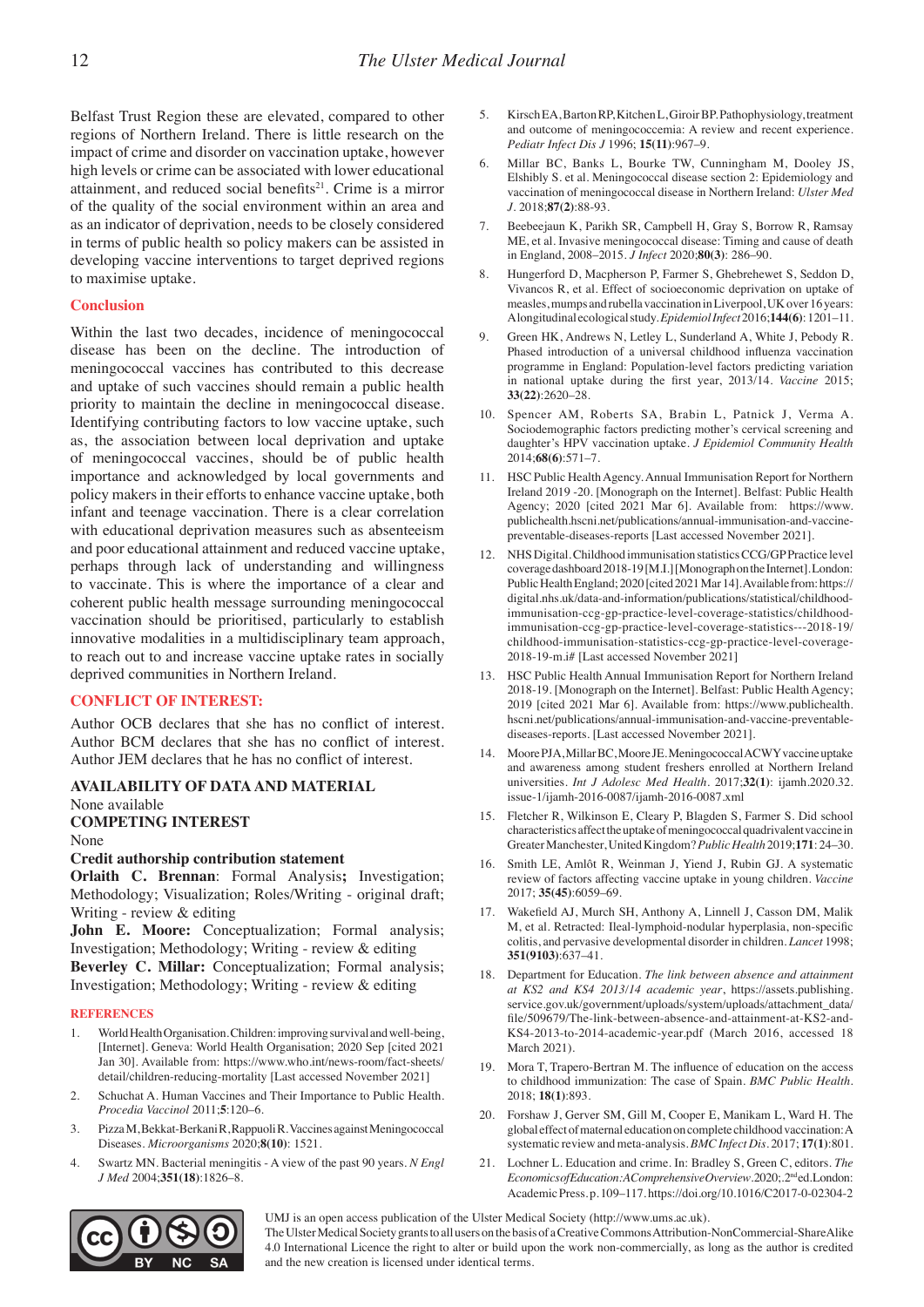Belfast Trust Region these are elevated, compared to other regions of Northern Ireland. There is little research on the impact of crime and disorder on vaccination uptake, however high levels or crime can be associated with lower educational attainment, and reduced social benefits[21]. Crime is a mirror of the quality of the social environment within an area and as an indicator of deprivation, needs to be closely considered in terms of public health so policy makers can be assisted in developing vaccine interventions to target deprived regions to maximise uptake.

## Conclusion

Within the last two decades, incidence of meningococcal disease has been on the decline. The introduction of meningococcal vaccines has contributed to this decrease and uptake of such vaccines should remain a public health priority to maintain the decline in meningococcal disease. Identifying contributing factors to low vaccine uptake, such as, the association between local deprivation and uptake of meningococcal vaccines, should be of public health importance and acknowledged by local governments and policy makers in their efforts to enhance vaccine uptake, both infant and teenage vaccination. There is a clear correlation with educational deprivation measures such as absenteeism and poor educational attainment and reduced vaccine uptake, perhaps through lack of understanding and willingness to vaccinate. This is where the importance of a clear and coherent public health message surrounding meningococcal vaccination should be prioritised, particularly to establish innovative modalities in a multidisciplinary team approach, to reach out to and increase vaccine uptake rates in socially deprived communities in Northern Ireland.

## CONFLICT OF INTEREST:

Author OCB declares that she has no conflict of interest. Author BCM declares that she has no conflict of interest. Author JEM declares that he has no conflict of interest.

## AVAILABILITY OF DATA AND MATERIAL

None available

## COMPETING INTEREST

None

### Credit authorship contribution statement

**Orlaith C. Brennan**: Formal Analysis**;** Investigation; Methodology; Visualization; Roles/Writing - original draft; Writing - review & editing

**John E. Moore:** Conceptualization; Formal analysis; Investigation; Methodology; Writing - review & editing

**Beverley C. Millar:** Conceptualization; Formal analysis; Investigation; Methodology; Writing - review & editing

## REFERENCES

1. World Health Organisation. Children: improving survival and well-being, [Internet]. Geneva: World Health Organisation; 2020 Sep [cited 2021 Jan 30]. Available from: https://www.who.int/news-room/fact-sheets/detail/children-reducing-mortality [Last accessed November 2021]
2. Schuchat A. Human Vaccines and Their Importance to Public Health. *Procedia Vaccinol* 2011;**5**:120–6.
3. Pizza M, Bekkat-Berkani R, Rappuoli R. Vaccines against Meningococcal Diseases. *Microorganisms* 2020;**8(10)**: 1521.
4. Swartz MN. Bacterial meningitis - A view of the past 90 years. *N Engl J Med* 2004;**351(18)**:1826–8.
5. Kirsch EA, Barton RP, Kitchen L, Giroir BP. Pathophysiology, treatment and outcome of meningococcemia: A review and recent experience. *Pediatr Infect Dis J* 1996; **15(11)**:967–9.
6. Millar BC, Banks L, Bourke TW, Cunningham M, Dooley JS, Elshibly S. et al. Meningococcal disease section 2: Epidemiology and vaccination of meningococcal disease in Northern Ireland: *Ulster Med J*. 2018;**87(2)**:88-93.
7. Beebeejaun K, Parikh SR, Campbell H, Gray S, Borrow R, Ramsay ME, et al. Invasive meningococcal disease: Timing and cause of death in England, 2008–2015. *J Infect* 2020;**80(3)**: 286–90.
8. Hungerford D, Macpherson P, Farmer S, Ghebrehewet S, Seddon D, Vivancos R, et al. Effect of socioeconomic deprivation on uptake of measles, mumps and rubella vaccination in Liverpool, UK over 16 years: A longitudinal ecological study. *Epidemiol Infect* 2016;**144(6)**: 1201–11.
9. Green HK, Andrews N, Letley L, Sunderland A, White J, Pebody R. Phased introduction of a universal childhood influenza vaccination programme in England: Population-level factors predicting variation in national uptake during the first year, 2013/14. *Vaccine* 2015; **33(22)**:2620–28.
10. Spencer AM, Roberts SA, Brabin L, Patnick J, Verma A. Sociodemographic factors predicting mother's cervical screening and daughter's HPV vaccination uptake. *J Epidemiol Community Health* 2014;**68(6)**:571–7.
11. HSC Public Health Agency. Annual Immunisation Report for Northern Ireland 2019 -20. [Monograph on the Internet]. Belfast: Public Health Agency; 2020 [cited 2021 Mar 6]. Available from: https://www.publichealth.hscni.net/publications/annual-immunisation-and-vaccine-preventable-diseases-reports [Last accessed November 2021].
12. NHS Digital. Childhood immunisation statistics CCG/GP Practice level coverage dashboard 2018-19 [M.I.] [Monograph on the Internet]. London: Public Health England; 2020 [cited 2021 Mar 14]. Available from: https://digital.nhs.uk/data-and-information/publications/statistical/childhood-immunisation-ccg-gp-practice-level-coverage-statistics/childhood-immunisation-statistics-ccg-gp-practice-level-coverage-statistics---2018-19/childhood-immunisation-statistics-ccg-gp-practice-level-coverage-2018-19-m.i# [Last accessed November 2021]
13. HSC Public Health Annual Immunisation Report for Northern Ireland 2018-19. [Monograph on the Internet]. Belfast: Public Health Agency; 2019 [cited 2021 Mar 6]. Available from: https://www.publichealth.hscni.net/publications/annual-immunisation-and-vaccine-preventable-diseases-reports. [Last accessed November 2021].
14. Moore PJA, Millar BC, Moore JE. Meningococcal ACWY vaccine uptake and awareness among student freshers enrolled at Northern Ireland universities. *Int J Adolesc Med Health*. 2017;**32(1)**: ijamh.2020.32.issue-1/ijamh-2016-0087/ijamh-2016-0087.xml
15. Fletcher R, Wilkinson E, Cleary P, Blagden S, Farmer S. Did school characteristics affect the uptake of meningococcal quadrivalent vaccine in Greater Manchester, United Kingdom? *Public Health* 2019;**171**: 24–30.
16. Smith LE, Amlôt R, Weinman J, Yiend J, Rubin GJ. A systematic review of factors affecting vaccine uptake in young children. *Vaccine* 2017; **35(45)**:6059–69.
17. Wakefield AJ, Murch SH, Anthony A, Linnell J, Casson DM, Malik M, et al. Retracted: Ileal-lymphoid-nodular hyperplasia, non-specific colitis, and pervasive developmental disorder in children. *Lancet* 1998; **351(9103)**:637–41.
18. Department for Education. *The link between absence and attainment at KS2 and KS4 2013/14 academic year*, https://assets.publishing.service.gov.uk/government/uploads/system/uploads/attachment_data/file/509679/The-link-between-absence-and-attainment-at-KS2-and-KS4-2013-to-2014-academic-year.pdf (March 2016, accessed 18 March 2021).
19. Mora T, Trapero-Bertran M. The influence of education on the access to childhood immunization: The case of Spain. *BMC Public Health*. 2018; **18(1)**:893.
20. Forshaw J, Gerver SM, Gill M, Cooper E, Manikam L, Ward H. The global effect of maternal education on complete childhood vaccination: A systematic review and meta-analysis. *BMC Infect Dis*. 2017; **17(1)**:801.
21. Lochner L. Education and crime. In: Bradley S, Green C, editors. *The Economics of Education: A Comprehensive Overview*. 2020;.2nd ed. London: Academic Press. p. 109–117. https://doi.org/10.1016/C2017-0-02304-2

UMJ is an open access publication of the Ulster Medical Society (http://www.ums.ac.uk).
The Ulster Medical Society grants to all users on the basis of a Creative Commons Attribution-NonCommercial-ShareAlike 4.0 International Licence the right to alter or build upon the work non-commercially, as long as the author is credited and the new creation is licensed under identical terms.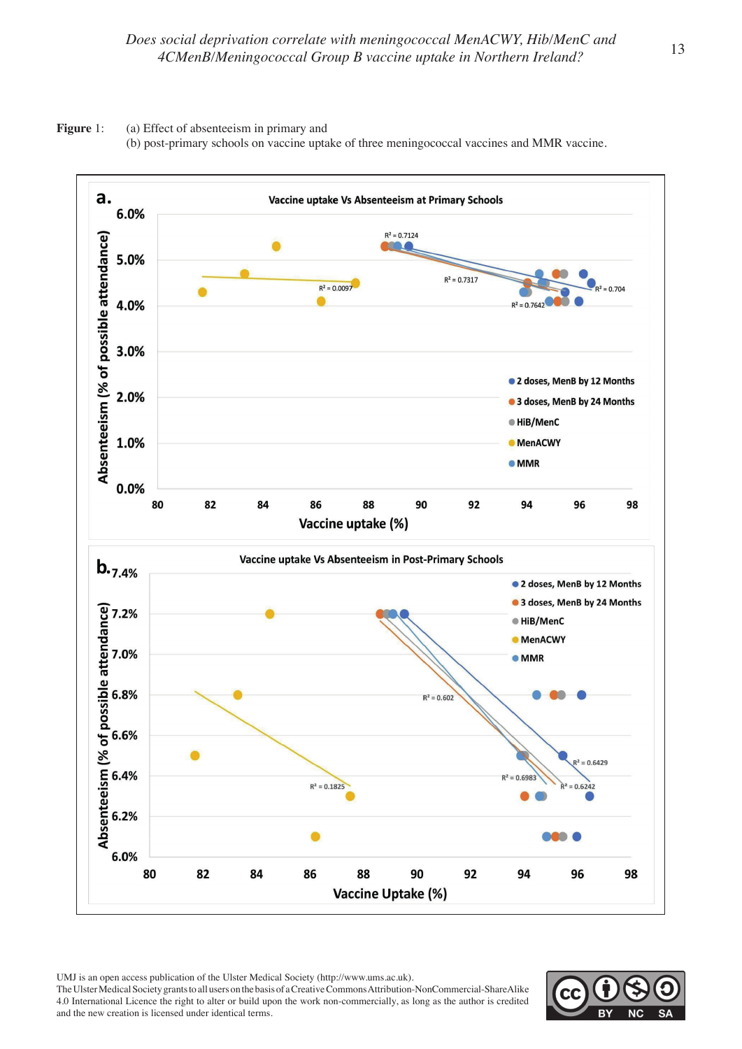**Figure 1**: (a) Effect of absenteeism in primary and
(b) post-primary schools on vaccine uptake of three meningococcal vaccines and MMR vaccine.

**a.** Vaccine uptake Vs Absenteeism at Primary Schools

Absenteeism (% of possible attendance)

Vaccine uptake (%)

$R^2 = 0.7124$; $R^2 = 0.7317$; $R^2 = 0.0097$; $R^2 = 0.7642$; $R^2 = 0.704$

- 2 doses, MenB by 12 Months
- 3 doses, MenB by 24 Months
- HiB/MenC
- MenACWY
- MMR

**b.** Vaccine uptake Vs Absenteeism in Post-Primary Schools

Absenteeism (% of possible attendance)

Vaccine Uptake (%)

$R^2 = 0.602$; $R^2 = 0.1825$; $R^2 = 0.6983$; $R^2 = 0.6242$; $R^2 = 0.6429$

- 2 doses, MenB by 12 Months
- 3 doses, MenB by 24 Months
- HiB/MenC
- MenACWY
- MMR

UMJ is an open access publication of the Ulster Medical Society (http://www.ums.ac.uk).
The Ulster Medical Society grants to all users on the basis of a Creative Commons Attribution-NonCommercial-ShareAlike 4.0 International Licence the right to alter or build upon the work non-commercially, as long as the author is credited and the new creation is licensed under identical terms.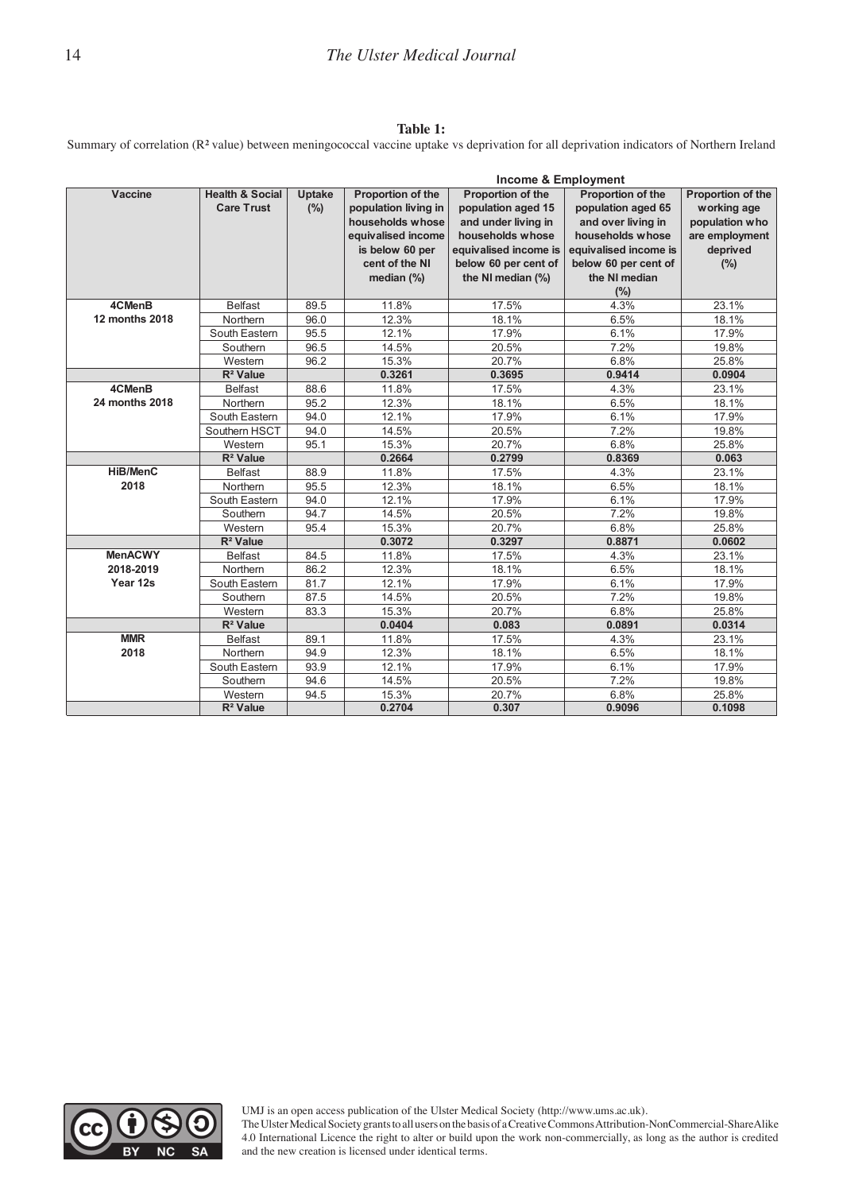**Table 1:**

Summary of correlation ($R^2$ value) between meningococcal vaccine uptake vs deprivation for all deprivation indicators of Northern Ireland

| | | | Income & Employment | | | |
|---|---|---|---|---|---|---|
| **Vaccine** | **Health & Social Care Trust** | **Uptake (%)** | **Proportion of the population living in households whose equivalised income is below 60 per cent of the NI median (%)** | **Proportion of the population aged 15 and under living in households whose equivalised income is below 60 per cent of the NI median (%)** | **Proportion of the population aged 65 and over living in households whose equivalised income is below 60 per cent of the NI median (%)** | **Proportion of the working age population who are employment deprived (%)** |
| **4CMenB 12 months 2018** | Belfast | 89.5 | 11.8% | 17.5% | 4.3% | 23.1% |
| | Northern | 96.0 | 12.3% | 18.1% | 6.5% | 18.1% |
| | South Eastern | 95.5 | 12.1% | 17.9% | 6.1% | 17.9% |
| | Southern | 96.5 | 14.5% | 20.5% | 7.2% | 19.8% |
| | Western | 96.2 | 15.3% | 20.7% | 6.8% | 25.8% |
| | **$R^2$ Value** | | **0.3261** | **0.3695** | **0.9414** | **0.0904** |
| **4CMenB 24 months 2018** | Belfast | 88.6 | 11.8% | 17.5% | 4.3% | 23.1% |
| | Northern | 95.2 | 12.3% | 18.1% | 6.5% | 18.1% |
| | South Eastern | 94.0 | 12.1% | 17.9% | 6.1% | 17.9% |
| | Southern HSCT | 94.0 | 14.5% | 20.5% | 7.2% | 19.8% |
| | Western | 95.1 | 15.3% | 20.7% | 6.8% | 25.8% |
| | **$R^2$ Value** | | **0.2664** | **0.2799** | **0.8369** | **0.063** |
| **HiB/MenC 2018** | Belfast | 88.9 | 11.8% | 17.5% | 4.3% | 23.1% |
| | Northern | 95.5 | 12.3% | 18.1% | 6.5% | 18.1% |
| | South Eastern | 94.0 | 12.1% | 17.9% | 6.1% | 17.9% |
| | Southern | 94.7 | 14.5% | 20.5% | 7.2% | 19.8% |
| | Western | 95.4 | 15.3% | 20.7% | 6.8% | 25.8% |
| | **$R^2$ Value** | | **0.3072** | **0.3297** | **0.8871** | **0.0602** |
| **MenACWY 2018-2019 Year 12s** | Belfast | 84.5 | 11.8% | 17.5% | 4.3% | 23.1% |
| | Northern | 86.2 | 12.3% | 18.1% | 6.5% | 18.1% |
| | South Eastern | 81.7 | 12.1% | 17.9% | 6.1% | 17.9% |
| | Southern | 87.5 | 14.5% | 20.5% | 7.2% | 19.8% |
| | Western | 83.3 | 15.3% | 20.7% | 6.8% | 25.8% |
| | **$R^2$ Value** | | **0.0404** | **0.083** | **0.0891** | **0.0314** |
| **MMR 2018** | Belfast | 89.1 | 11.8% | 17.5% | 4.3% | 23.1% |
| | Northern | 94.9 | 12.3% | 18.1% | 6.5% | 18.1% |
| | South Eastern | 93.9 | 12.1% | 17.9% | 6.1% | 17.9% |
| | Southern | 94.6 | 14.5% | 20.5% | 7.2% | 19.8% |
| | Western | 94.5 | 15.3% | 20.7% | 6.8% | 25.8% |
| | **$R^2$ Value** | | **0.2704** | **0.307** | **0.9096** | **0.1098** |

UMJ is an open access publication of the Ulster Medical Society (http://www.ums.ac.uk).
The Ulster Medical Society grants to all users on the basis of a Creative Commons Attribution-NonCommercial-ShareAlike 4.0 International Licence the right to alter or build upon the work non-commercially, as long as the author is credited and the new creation is licensed under identical terms.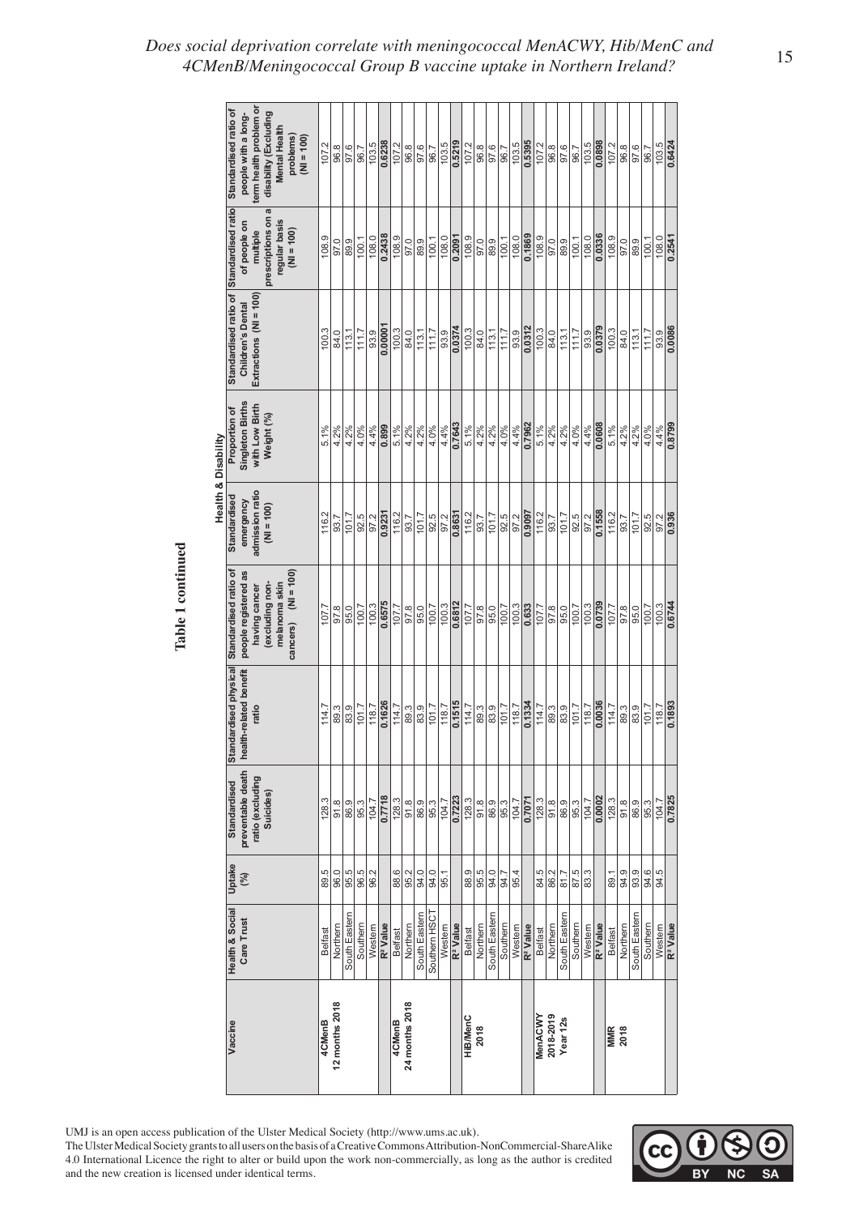**Table 1 continued**

| Vaccine | Health & Social Care Trust | Uptake (%) | Standardised preventable death ratio (excluding Suicides) | Standardised physical health-related benefit ratio | Standardised ratio of people registered as having cancer (excluding non-melanoma skin cancers) (NI = 100) | Standardised emergency admission ratio (NI = 100) | Proportion of Singleton Births with Low Birth Weight (%) | Standardised ratio of Children's Dental Extractions (NI = 100) | Standardised ratio of people on multiple prescriptions on a regular basis (NI = 100) | Standardised ratio of people with a long-term health problem or disability (Excluding Mental Health problems) (NI = 100) |
|---|---|---|---|---|---|---|---|---|---|---|
| | | | Health & Disability | | | | | | | |
| 4CMenB 12 months 2018 | Belfast | 89.5 | 128.3 | 114.7 | 107.7 | 116.2 | 5.1% | 100.3 | 108.9 | 107.2 |
| | Northern | 96.0 | 91.8 | 89.3 | 97.8 | 93.7 | 4.2% | 84.0 | 97.0 | 96.8 |
| | South Eastern | 95.5 | 86.9 | 83.9 | 95.0 | 101.7 | 4.2% | 113.1 | 89.9 | 97.6 |
| | Southern | 96.5 | 95.3 | 101.7 | 100.7 | 92.5 | 4.0% | 111.7 | 100.1 | 96.7 |
| | Western | 96.2 | 104.7 | 118.7 | 100.3 | 97.2 | 4.4% | 93.9 | 108.0 | 103.5 |
| | **$R^2$ Value** | | **0.7718** | **0.1626** | **0.6575** | **0.9231** | **0.899** | **0.00001** | **0.2438** | **0.6238** |
| 4CMenB 24 months 2018 | Belfast | 88.6 | 128.3 | 114.7 | 107.7 | 116.2 | 5.1% | 100.3 | 108.9 | 107.2 |
| | Northern | 95.2 | 91.8 | 89.3 | 97.8 | 93.7 | 4.2% | 84.0 | 97.0 | 96.8 |
| | South Eastern | 94.0 | 86.9 | 83.9 | 95.0 | 101.7 | 4.2% | 113.1 | 89.9 | 97.6 |
| | Southern HSCT | 94.0 | 95.3 | 101.7 | 100.7 | 92.5 | 4.0% | 111.7 | 100.1 | 96.7 |
| | Western | 95.1 | 104.7 | 118.7 | 100.3 | 97.2 | 4.4% | 93.9 | 108.0 | 103.5 |
| | **$R^2$ Value** | | **0.7223** | **0.1515** | **0.6812** | **0.8631** | **0.7643** | **0.0374** | **0.2091** | **0.5219** |
| HiB/MenC 2018 | Belfast | 88.9 | 128.3 | 114.7 | 107.7 | 116.2 | 5.1% | 100.3 | 108.9 | 107.2 |
| | Northern | 95.5 | 91.8 | 89.3 | 97.8 | 93.7 | 4.2% | 84.0 | 97.0 | 96.8 |
| | South Eastern | 94.0 | 86.9 | 83.9 | 95.0 | 101.7 | 4.2% | 113.1 | 89.9 | 97.6 |
| | Southern | 94.7 | 95.3 | 101.7 | 100.7 | 92.5 | 4.0% | 111.7 | 100.1 | 96.7 |
| | Western | 95.4 | 104.7 | 118.7 | 100.3 | 97.2 | 4.4% | 93.9 | 108.0 | 103.5 |
| | **$R^2$ Value** | | **0.7071** | **0.1334** | **0.633** | **0.9097** | **0.7962** | **0.0312** | **0.1869** | **0.5395** |
| MenACWY 2018-2019 Year 12s | Belfast | 84.5 | 128.3 | 114.7 | 107.7 | 116.2 | 5.1% | 100.3 | 108.9 | 107.2 |
| | Northern | 86.2 | 91.8 | 89.3 | 97.8 | 93.7 | 4.2% | 84.0 | 97.0 | 96.8 |
| | South Eastern | 81.7 | 86.9 | 83.9 | 95.0 | 101.7 | 4.2% | 113.1 | 89.9 | 97.6 |
| | Southern | 87.5 | 95.3 | 101.7 | 100.7 | 92.5 | 4.0% | 111.7 | 100.1 | 96.7 |
| | Western | 83.3 | 104.7 | 118.7 | 100.3 | 97.2 | 4.4% | 93.9 | 108.0 | 103.5 |
| | **$R^2$ Value** | | **0.0002** | **0.0036** | **0.0739** | **0.1558** | **0.0608** | **0.0379** | **0.0336** | **0.0898** |
| MMR 2018 | Belfast | 89.1 | 128.3 | 114.7 | 107.7 | 116.2 | 5.1% | 100.3 | 108.9 | 107.2 |
| | Northern | 94.9 | 91.8 | 89.3 | 97.8 | 93.7 | 4.2% | 84.0 | 97.0 | 96.8 |
| | South Eastern | 93.9 | 86.9 | 83.9 | 95.0 | 101.7 | 4.2% | 113.1 | 89.9 | 97.6 |
| | Southern | 94.6 | 95.3 | 101.7 | 100.7 | 92.5 | 4.0% | 111.7 | 100.1 | 96.7 |
| | Western | 94.5 | 104.7 | 118.7 | 100.3 | 97.2 | 4.4% | 93.9 | 108.0 | 103.5 |
| | **$R^2$ Value** | | **0.7825** | **0.1893** | **0.6744** | **0.936** | **0.8799** | **0.0086** | **0.2541** | **0.6424** |

UMJ is an open access publication of the Ulster Medical Society (http://www.ums.ac.uk).
The Ulster Medical Society grants to all users on the basis of a Creative Commons Attribution-NonCommercial-ShareAlike 4.0 International Licence the right to alter or build upon the work non-commercially, as long as the author is credited and the new creation is licensed under identical terms.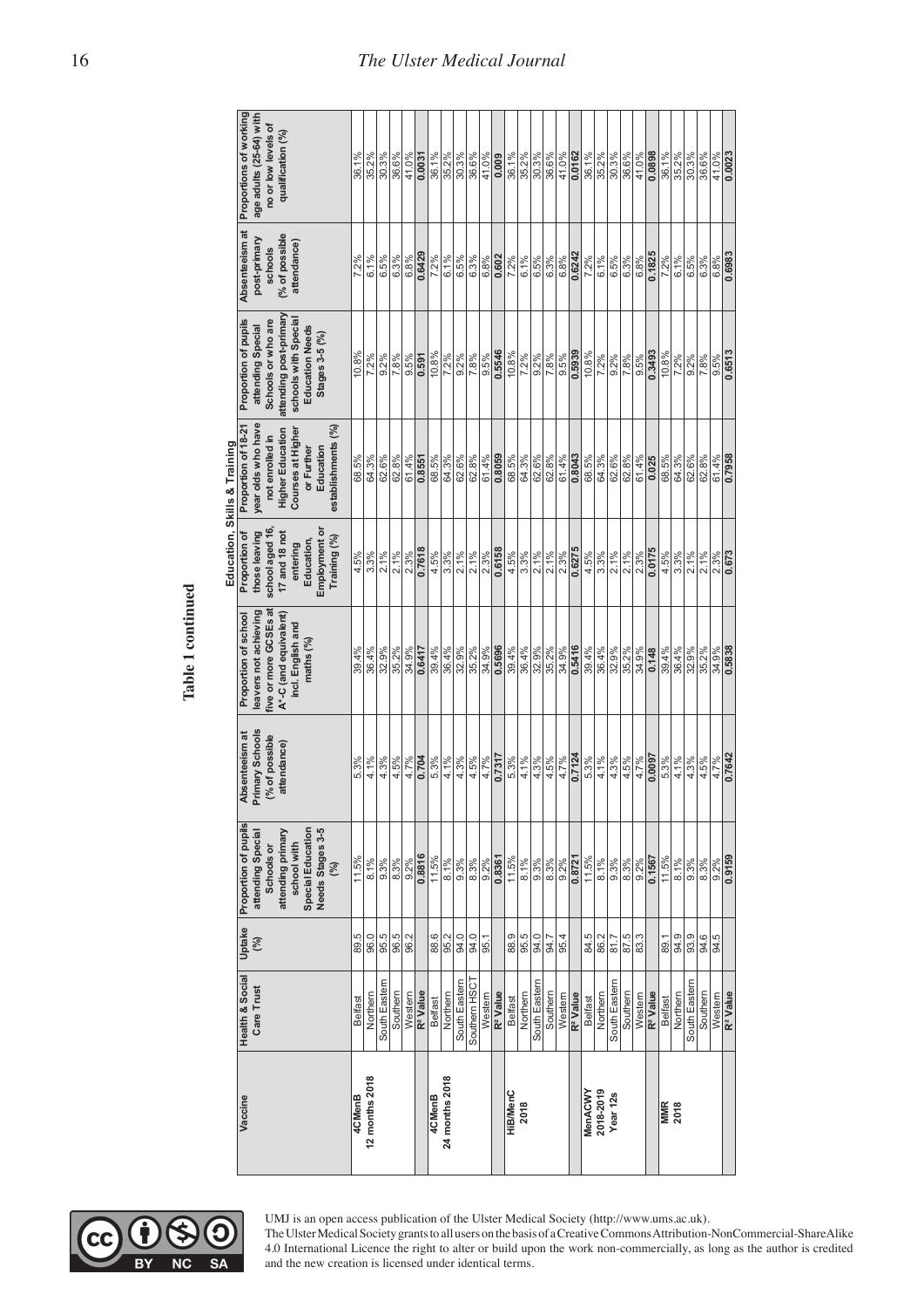**Table 1 continued**

| Vaccine | Health & Social Care Trust | Uptake (%) | Proportion of pupils attending Special Schools or attending primary school with Special Education Needs Stages 3-5 (%) | Absenteeism at Primary Schools (% of possible attendance) | Education, Skills & Training Proportion of school leavers not achieving five or more GCSEs at A*-C (and equivalent) incl. English and maths (%) | Proportion of those leaving school aged 16, 17 and 18 not entering Education, Employment or Training (%) | Proportion of 18-21 year olds who have not enrolled in Higher Education Courses at Higher or Further Education establishments (%) | Proportion of pupils attending Special Schools or who are attending post-primary schools with Special Education Needs Stages 3-5 (%) | Absenteeism at post-primary schools (% of possible attendance) | Proportions of working age adults (25-64) with no or low levels of qualification (%) |
|---|---|---|---|---|---|---|---|---|---|---|
| **4CMenB 12 months 2018** | Belfast | 89.5 | 11.5% | 5.3% | 39.4% | 4.5% | 68.5% | 10.8% | 7.2% | 36.1% |
| | Northern | 96.0 | 8.1% | 4.1% | 36.4% | 3.3% | 64.3% | 7.2% | 6.1% | 35.2% |
| | South Eastern | 95.5 | 9.3% | 4.3% | 32.9% | 2.1% | 62.6% | 9.2% | 6.5% | 30.3% |
| | Southern | 96.5 | 8.3% | 4.5% | 35.2% | 2.1% | 62.8% | 7.8% | 6.3% | 36.6% |
| | Western | 96.2 | 9.2% | 4.7% | 34.9% | 2.3% | 61.4% | 9.5% | 6.8% | 41.0% |
| | **R² Value** | | **0.8816** | **0.704** | **0.6417** | **0.7618** | **0.8551** | **0.591** | **0.6429** | **0.0031** |
| **4CMenB 24 months 2018** | Belfast | 88.6 | 11.5% | 5.3% | 39.4% | 4.5% | 68.5% | 10.8% | 7.2% | 36.1% |
| | Northern | 95.2 | 8.1% | 4.1% | 36.4% | 3.3% | 64.3% | 7.2% | 6.1% | 35.2% |
| | South Eastern | 94.0 | 9.3% | 4.3% | 32.9% | 2.1% | 62.6% | 9.2% | 6.5% | 30.3% |
| | Southern HSCT | 94.0 | 8.3% | 4.5% | 35.2% | 2.1% | 62.8% | 7.8% | 6.3% | 36.6% |
| | Western | 95.1 | 9.2% | 4.7% | 34.9% | 2.3% | 61.4% | 9.5% | 6.8% | 41.0% |
| | **R² Value** | | **0.8361** | **0.7317** | **0.5696** | **0.6158** | **0.8059** | **0.5546** | **0.602** | **0.009** |
| **HIB/MenC 2018** | Belfast | 88.9 | 11.5% | 5.3% | 39.4% | 4.5% | 68.5% | 10.8% | 7.2% | 36.1% |
| | Northern | 95.5 | 8.1% | 4.1% | 36.4% | 3.3% | 64.3% | 7.2% | 6.1% | 35.2% |
| | South Eastern | 94.0 | 9.3% | 4.3% | 32.9% | 2.1% | 62.6% | 9.2% | 6.5% | 30.3% |
| | Southern | 94.7 | 8.3% | 4.5% | 35.2% | 2.1% | 62.8% | 7.8% | 6.3% | 36.6% |
| | Western | 95.4 | 9.2% | 4.7% | 34.9% | 2.3% | 61.4% | 9.5% | 6.8% | 41.0% |
| | **R² Value** | | **0.8721** | **0.7124** | **0.5416** | **0.6275** | **0.8043** | **0.5939** | **0.6242** | **0.0162** |
| **MenACWY 2018-2019 Year 12s** | Belfast | 84.5 | 11.5% | 5.3% | 39.4% | 4.5% | 68.5% | 10.8% | 7.2% | 36.1% |
| | Northern | 86.2 | 8.1% | 4.1% | 36.4% | 3.3% | 64.3% | 7.2% | 6.1% | 35.2% |
| | South Eastern | 81.7 | 9.3% | 4.3% | 32.9% | 2.1% | 62.6% | 9.2% | 6.5% | 30.3% |
| | Southern | 87.5 | 8.3% | 4.5% | 35.2% | 2.1% | 62.8% | 7.8% | 6.3% | 36.6% |
| | Western | 83.3 | 9.2% | 4.7% | 34.9% | 2.3% | 61.4% | 9.5% | 6.8% | 41.0% |
| | **R² Value** | | **0.1567** | **0.0097** | **0.148** | **0.0175** | **0.025** | **0.3493** | **0.1825** | **0.0898** |
| **MMR 2018** | Belfast | 89.1 | 11.5% | 5.3% | 39.4% | 4.5% | 68.5% | 10.8% | 7.2% | 36.1% |
| | Northern | 94.9 | 8.1% | 4.1% | 36.4% | 3.3% | 64.3% | 7.2% | 6.1% | 35.2% |
| | South Eastern | 93.9 | 9.3% | 4.3% | 32.9% | 2.1% | 62.6% | 9.2% | 6.5% | 30.3% |
| | Southern | 94.6 | 8.3% | 4.5% | 35.2% | 2.1% | 62.8% | 7.8% | 6.3% | 36.6% |
| | Western | 94.5 | 9.2% | 4.7% | 34.9% | 2.3% | 61.4% | 9.5% | 6.8% | 41.0% |
| | **R² Value** | | **0.9159** | **0.7642** | **0.5838** | **0.673** | **0.7958** | **0.6513** | **0.6983** | **0.0023** |

UMJ is an open access publication of the Ulster Medical Society (http://www.ums.ac.uk).
The Ulster Medical Society grants to all users on the basis of a Creative Commons Attribution-NonCommercial-ShareAlike 4.0 International Licence the right to alter or build upon the work non-commercially, as long as the author is credited and the new creation is licensed under identical terms.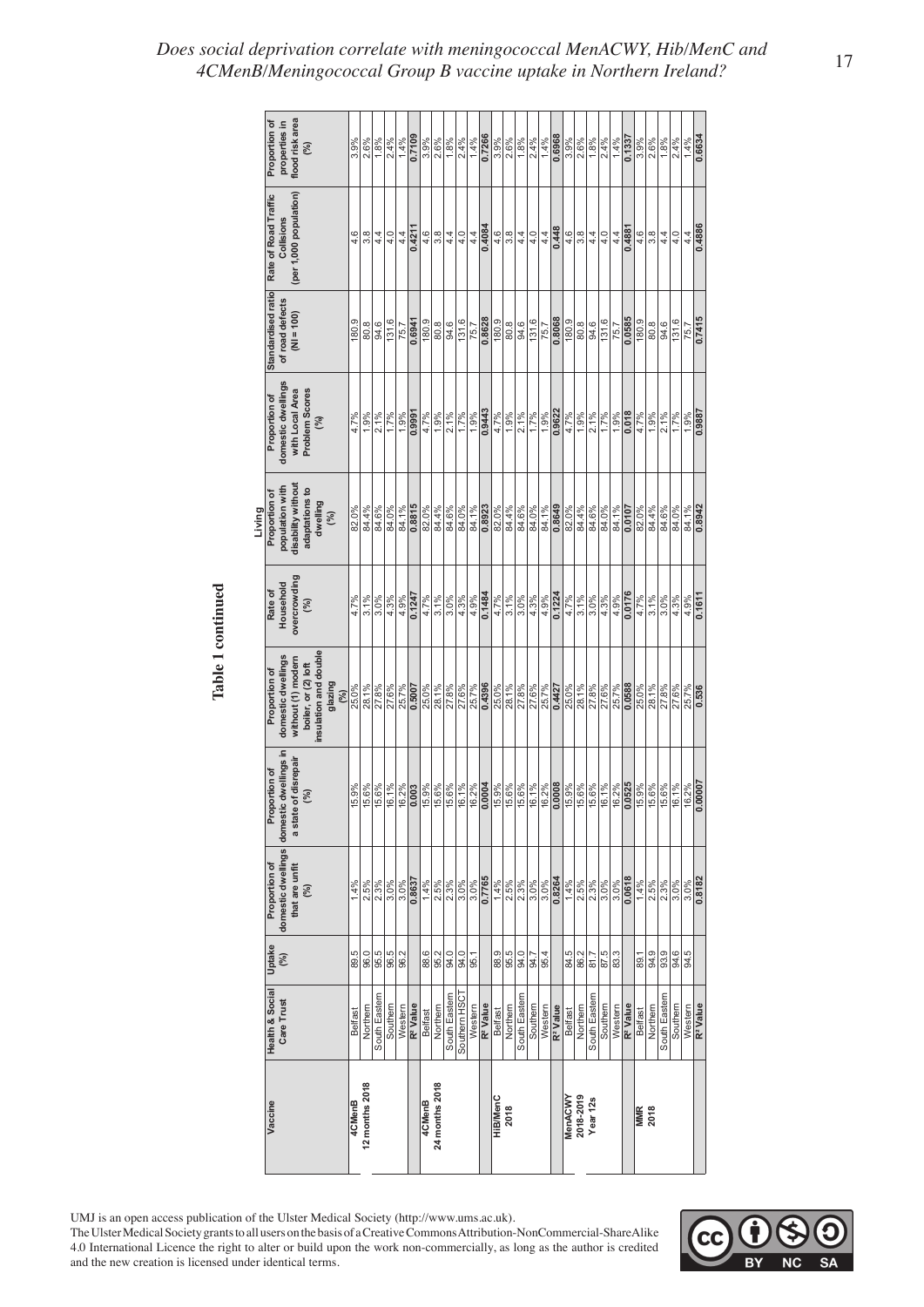**Table 1 continued**

| Vaccine | Health & Social Care Trust | Uptake (%) | Proportion of domestic dwellings that are unfit (%) | Proportion of domestic dwellings in a state of disrepair (%) | Proportion of domestic dwellings without (1) modern boiler, or (2) loft insulation and double glazing (%) | Rate of Household overcrowding (%) | Living: Proportion of population with disability without adaptations to dwelling (%) | Proportion of domestic dwellings with Local Area Problem Scores (%) | Standardised ratio of road defects (NI = 100) | Rate of Road Traffic Collisions (per 1,000 population) | Proportion of properties in flood risk area (%) |
|---|---|---|---|---|---|---|---|---|---|---|---|
| 4CMenB 12 months 2018 | Belfast | 89.5 | 1.4% | 15.9% | 25.0% | 4.7% | 82.0% | 4.7% | 180.9 | 4.6 | 3.9% |
| | Northern | 96.0 | 2.5% | 15.6% | 28.1% | 3.1% | 84.4% | 1.9% | 80.8 | 3.8 | 2.6% |
| | South Eastern | 95.5 | 2.3% | 15.6% | 27.8% | 3.0% | 84.6% | 2.1% | 94.6 | 4.4 | 1.8% |
| | Southern | 96.5 | 3.0% | 16.1% | 27.6% | 4.3% | 84.0% | 1.7% | 131.6 | 4.0 | 2.4% |
| | Western | 96.2 | 3.0% | 16.2% | 25.7% | 4.9% | 84.1% | 1.9% | 75.7 | 4.4 | 1.4% |
| | **$R^2$ Value** | | **0.8637** | **0.003** | **0.5007** | **0.1247** | **0.8815** | **0.9991** | **0.6941** | **0.4211** | **0.7109** |
| 4CMenB 24 months 2018 | Belfast | 88.6 | 1.4% | 15.9% | 25.0% | 4.7% | 82.0% | 4.7% | 180.9 | 4.6 | 3.9% |
| | Northern | 95.2 | 2.5% | 15.6% | 28.1% | 3.1% | 84.4% | 1.9% | 80.8 | 3.8 | 2.6% |
| | South Eastern | 94.0 | 2.3% | 15.6% | 27.8% | 3.0% | 84.6% | 2.1% | 94.6 | 4.4 | 1.8% |
| | Southern HSCT | 94.0 | 3.0% | 16.1% | 27.6% | 4.3% | 84.0% | 1.7% | 131.6 | 4.0 | 2.4% |
| | Western | 95.1 | 3.0% | 16.2% | 25.7% | 4.9% | 84.1% | 1.9% | 75.7 | 4.4 | 1.4% |
| | **$R^2$ Value** | | **0.7765** | **0.0004** | **0.4396** | **0.1484** | **0.8923** | **0.9443** | **0.8628** | **0.4084** | **0.7266** |
| HiB/MenC 2018 | Belfast | 88.9 | 1.4% | 15.9% | 25.0% | 4.7% | 82.0% | 4.7% | 180.9 | 4.6 | 3.9% |
| | Northern | 95.5 | 2.5% | 15.6% | 28.1% | 3.1% | 84.4% | 1.9% | 80.8 | 3.8 | 2.6% |
| | South Eastern | 94.0 | 2.3% | 15.6% | 27.8% | 3.0% | 84.6% | 2.1% | 94.6 | 4.4 | 1.8% |
| | Southern | 94.7 | 3.0% | 16.1% | 27.6% | 4.3% | 84.0% | 1.7% | 131.6 | 4.0 | 2.4% |
| | Western | 95.4 | 3.0% | 16.2% | 25.7% | 4.9% | 84.1% | 1.9% | 75.7 | 4.4 | 1.4% |
| | **$R^2$ Value** | | **0.8264** | **0.0008** | **0.4427** | **0.1224** | **0.8649** | **0.9622** | **0.8068** | **0.448** | **0.6968** |
| MenACWY 2018-2019 Year 12s | Belfast | 84.5 | 1.4% | 15.9% | 25.0% | 4.7% | 82.0% | 4.7% | 180.9 | 4.6 | 3.9% |
| | Northern | 86.2 | 2.5% | 15.6% | 28.1% | 3.1% | 84.4% | 1.9% | 80.8 | 3.8 | 2.6% |
| | South Eastern | 81.7 | 2.3% | 15.6% | 27.8% | 3.0% | 84.6% | 2.1% | 94.6 | 4.4 | 1.8% |
| | Southern | 87.5 | 3.0% | 16.1% | 27.6% | 4.3% | 84.0% | 1.7% | 131.6 | 4.0 | 2.4% |
| | Western | 83.3 | 3.0% | 16.2% | 25.7% | 4.9% | 84.1% | 1.9% | 75.7 | 4.4 | 1.4% |
| | **$R^2$ Value** | | **0.0618** | **0.0525** | **0.0588** | **0.0176** | **0.0107** | **0.018** | **0.0585** | **0.4881** | **0.1337** |
| MMR 2018 | Belfast | 89.1 | 1.4% | 15.9% | 25.0% | 4.7% | 82.0% | 4.7% | 180.9 | 4.6 | 3.9% |
| | Northern | 94.9 | 2.5% | 15.6% | 28.1% | 3.1% | 84.4% | 1.9% | 80.8 | 3.8 | 2.6% |
| | South Eastern | 93.9 | 2.3% | 15.6% | 27.8% | 3.0% | 84.6% | 2.1% | 94.6 | 4.4 | 1.8% |
| | Southern | 94.6 | 3.0% | 16.1% | 27.6% | 4.3% | 84.0% | 1.7% | 131.6 | 4.0 | 2.4% |
| | Western | 94.5 | 3.0% | 16.2% | 25.7% | 4.9% | 84.1% | 1.9% | 75.7 | 4.4 | 1.4% |
| | **$R^2$ Value** | | **0.8182** | **0.00007** | **0.536** | **0.1611** | **0.8942** | **0.9887** | **0.7415** | **0.4886** | **0.6634** |

UMJ is an open access publication of the Ulster Medical Society (http://www.ums.ac.uk).
The Ulster Medical Society grants to all users on the basis of a Creative Commons Attribution-NonCommercial-ShareAlike 4.0 International Licence the right to alter or build upon the work non-commercially, as long as the author is credited and the new creation is licensed under identical terms.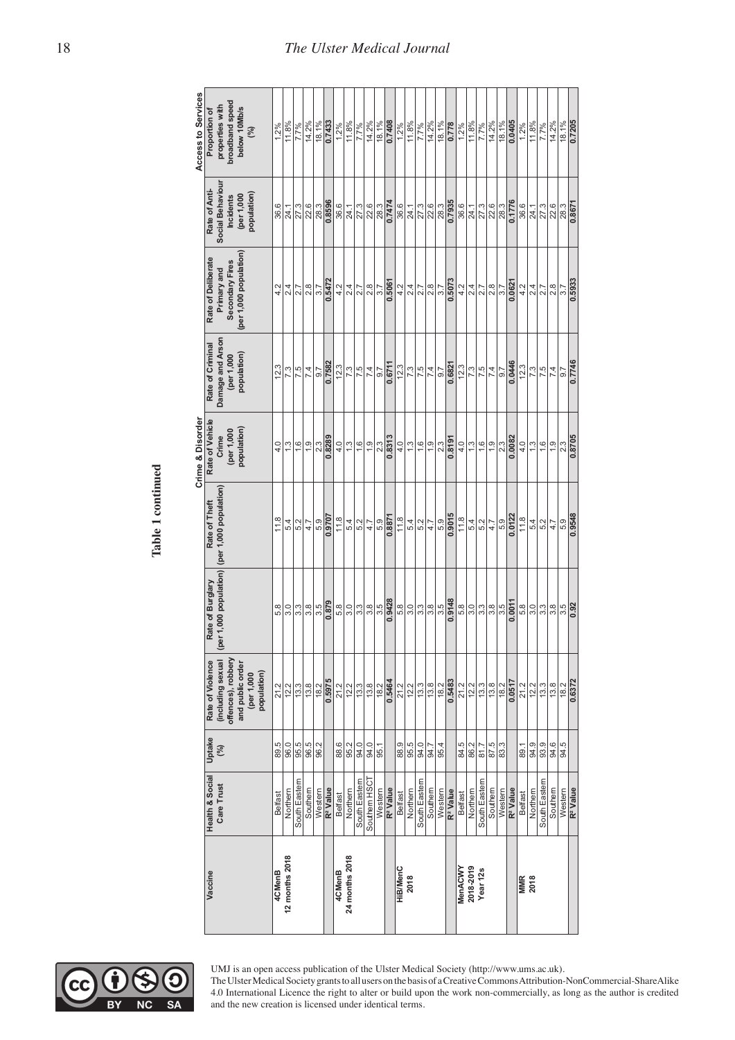**Table 1 continued**

| Vaccine | Health & Social Care Trust | Uptake (%) | Crime & Disorder | | | | | | | | Access to Services |
|---|---|---|---|---|---|---|---|---|---|---|---|
| | | | Rate of Violence (including sexual offences), robbery and public order (per 1,000 population) | Rate of Burglary (per 1,000 population) | Rate of Theft (per 1,000 population) | Rate of Vehicle Crime (per 1,000 population) | Rate of Criminal Damage and Arson (per 1,000 population) | Rate of Deliberate Primary and Secondary Fires (per 1,000 population) | Rate of Anti-Social Behaviour Incidents (per 1,000 population) | | Proportion of properties with broadband speed below 10Mb/s (%) |
| **4CMenB 12 months 2018** | Belfast | 89.5 | 21.2 | 5.8 | 11.8 | 4.0 | 12.3 | 4.2 | 36.6 | | 1.2% |
| | Northern | 96.0 | 12.2 | 3.0 | 5.4 | 1.3 | 7.3 | 2.4 | 24.1 | | 11.8% |
| | South Eastern | 95.5 | 13.3 | 3.3 | 5.2 | 1.6 | 7.5 | 2.7 | 27.3 | | 7.7% |
| | Southern | 96.5 | 13.8 | 3.8 | 4.7 | 1.9 | 7.4 | 2.8 | 22.6 | | 14.2% |
| | Western | 96.2 | 18.2 | 3.5 | 5.9 | 2.3 | 9.7 | 3.7 | 28.3 | | 18.1% |
| | **$R^2$ Value** | | **0.5975** | **0.879** | **0.9707** | **0.8289** | **0.7582** | **0.5472** | **0.8596** | | **0.7433** |
| **4CMenB 24 months 2018** | Belfast | 88.6 | 21.2 | 5.8 | 11.8 | 4.0 | 12.3 | 4.2 | 36.6 | | 1.2% |
| | Northern | 95.2 | 12.2 | 3.0 | 5.4 | 1.3 | 7.3 | 2.4 | 24.1 | | 11.8% |
| | South Eastern | 94.0 | 13.3 | 3.3 | 5.2 | 1.6 | 7.5 | 2.7 | 27.3 | | 7.7% |
| | Southern HSCT | 94.0 | 13.8 | 3.8 | 4.7 | 1.9 | 7.4 | 2.8 | 22.6 | | 14.2% |
| | Western | 95.1 | 18.2 | 3.5 | 5.9 | 2.3 | 9.7 | 3.7 | 28.3 | | 18.1% |
| | **$R^2$ Value** | | **0.5464** | **0.9428** | **0.8871** | **0.8313** | **0.6711** | **0.5061** | **0.7474** | | **0.7408** |
| **HiB/MenC 2018** | Belfast | 88.9 | 21.2 | 5.8 | 11.8 | 4.0 | 12.3 | 4.2 | 36.6 | | 1.2% |
| | Northern | 95.5 | 12.2 | 3.0 | 5.4 | 1.3 | 7.3 | 2.4 | 24.1 | | 11.8% |
| | South Eastern | 94.0 | 13.3 | 3.3 | 5.2 | 1.6 | 7.5 | 2.7 | 27.3 | | 7.7% |
| | Southern | 94.7 | 13.8 | 3.8 | 4.7 | 1.9 | 7.4 | 2.8 | 22.6 | | 14.2% |
| | Western | 95.4 | 18.2 | 3.5 | 5.9 | 2.3 | 9.7 | 3.7 | 28.3 | | 18.1% |
| | **$R^2$ Value** | | **0.5483** | **0.9148** | **0.9015** | **0.8191** | **0.6821** | **0.5073** | **0.7935** | | **0.778** |
| **MenACWY 2018-2019 Year 12s** | Belfast | 84.5 | 21.2 | 5.8 | 11.8 | 4.0 | 12.3 | 4.2 | 36.6 | | 1.2% |
| | Northern | 86.2 | 12.2 | 3.0 | 5.4 | 1.3 | 7.3 | 2.4 | 24.1 | | 11.8% |
| | South Eastern | 81.7 | 13.3 | 3.3 | 5.2 | 1.6 | 7.5 | 2.7 | 27.3 | | 7.7% |
| | Southern | 87.5 | 13.8 | 3.8 | 4.7 | 1.9 | 7.4 | 2.8 | 22.6 | | 14.2% |
| | Western | 83.3 | 18.2 | 3.5 | 5.9 | 2.3 | 9.7 | 3.7 | 28.3 | | 18.1% |
| | **$R^2$ Value** | | **0.0517** | **0.0011** | **0.0122** | **0.0082** | **0.0446** | **0.0621** | **0.1776** | | **0.0405** |
| **MMR 2018** | Belfast | 89.1 | 21.2 | 5.8 | 11.8 | 4.0 | 12.3 | 4.2 | 36.6 | | 1.2% |
| | Northern | 94.9 | 12.2 | 3.0 | 5.4 | 1.3 | 7.3 | 2.4 | 24.1 | | 11.8% |
| | South Eastern | 93.9 | 13.3 | 3.3 | 5.2 | 1.6 | 7.5 | 2.7 | 27.3 | | 7.7% |
| | Southern | 94.6 | 13.8 | 3.8 | 4.7 | 1.9 | 7.4 | 2.8 | 22.6 | | 14.2% |
| | Western | 94.5 | 18.2 | 3.5 | 5.9 | 2.3 | 9.7 | 3.7 | 28.3 | | 18.1% |
| | **$R^2$ Value** | | **0.6372** | **0.92** | **0.9548** | **0.8705** | **0.7746** | **0.5933** | **0.8671** | | **0.7205** |

UMJ is an open access publication of the Ulster Medical Society (http://www.ums.ac.uk).

The Ulster Medical Society grants to all users on the basis of a Creative Commons Attribution-NonCommercial-ShareAlike 4.0 International Licence the right to alter or build upon the work non-commercially, as long as the author is credited and the new creation is licensed under identical terms.